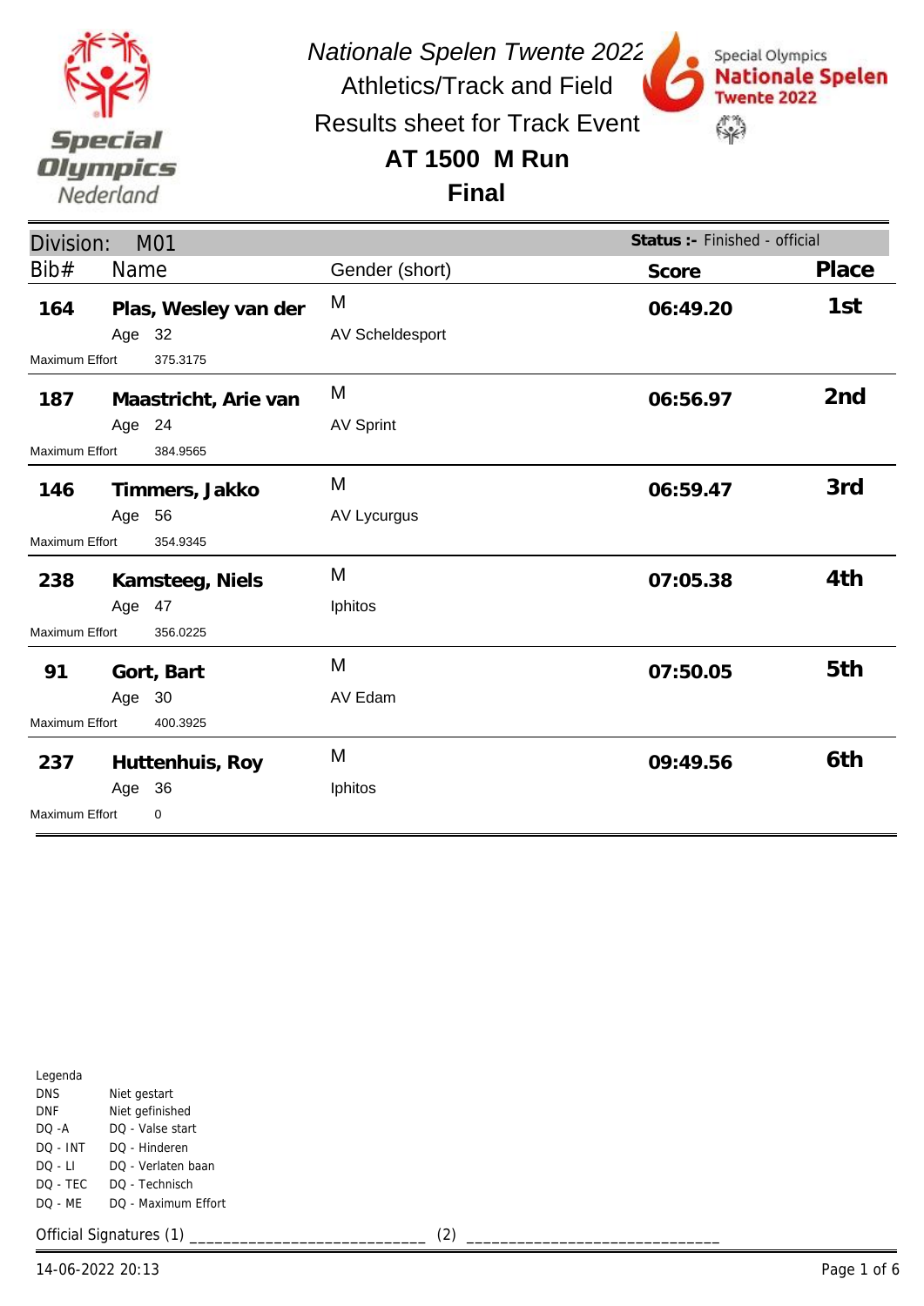*Nationale Spelen Twente 2022*

Athletics/Track and Field

Results sheet for Track Event

# AT 1500 M Run

## Final

**Division:** M01 — **Status :-** Finished - official

| Bib# | Name | Gender (short) | Score | Place |
|---|---|---|---|---|
| **164** | **Plas, Wesley van der**<br>Age 32 | M<br>AV Scheldesport | **06:49.20** | **1st** |
| Maximum Effort | 375.3175 | | | |
| **187** | **Maastricht, Arie van**<br>Age 24 | M<br>AV Sprint | **06:56.97** | **2nd** |
| Maximum Effort | 384.9565 | | | |
| **146** | **Timmers, Jakko**<br>Age 56 | M<br>AV Lycurgus | **06:59.47** | **3rd** |
| Maximum Effort | 354.9345 | | | |
| **238** | **Kamsteeg, Niels**<br>Age 47 | M<br>Iphitos | **07:05.38** | **4th** |
| Maximum Effort | 356.0225 | | | |
| **91** | **Gort, Bart**<br>Age 30 | M<br>AV Edam | **07:50.05** | **5th** |
| Maximum Effort | 400.3925 | | | |
| **237** | **Huttenhuis, Roy**<br>Age 36 | M<br>Iphitos | **09:49.56** | **6th** |
| Maximum Effort | 0 | | | |

Legenda

| | |
|---|---|
| DNS | Niet gestart |
| DNF | Niet gefinished |
| DQ -A | DQ - Valse start |
| DQ - INT | DQ - Hinderen |
| DQ - LI | DQ - Verlaten baan |
| DQ - TEC | DQ - Technisch |
| DQ - ME | DQ - Maximum Effort |

Official Signatures (1) ___________________________ (2) ____________________________

14-06-2022 20:13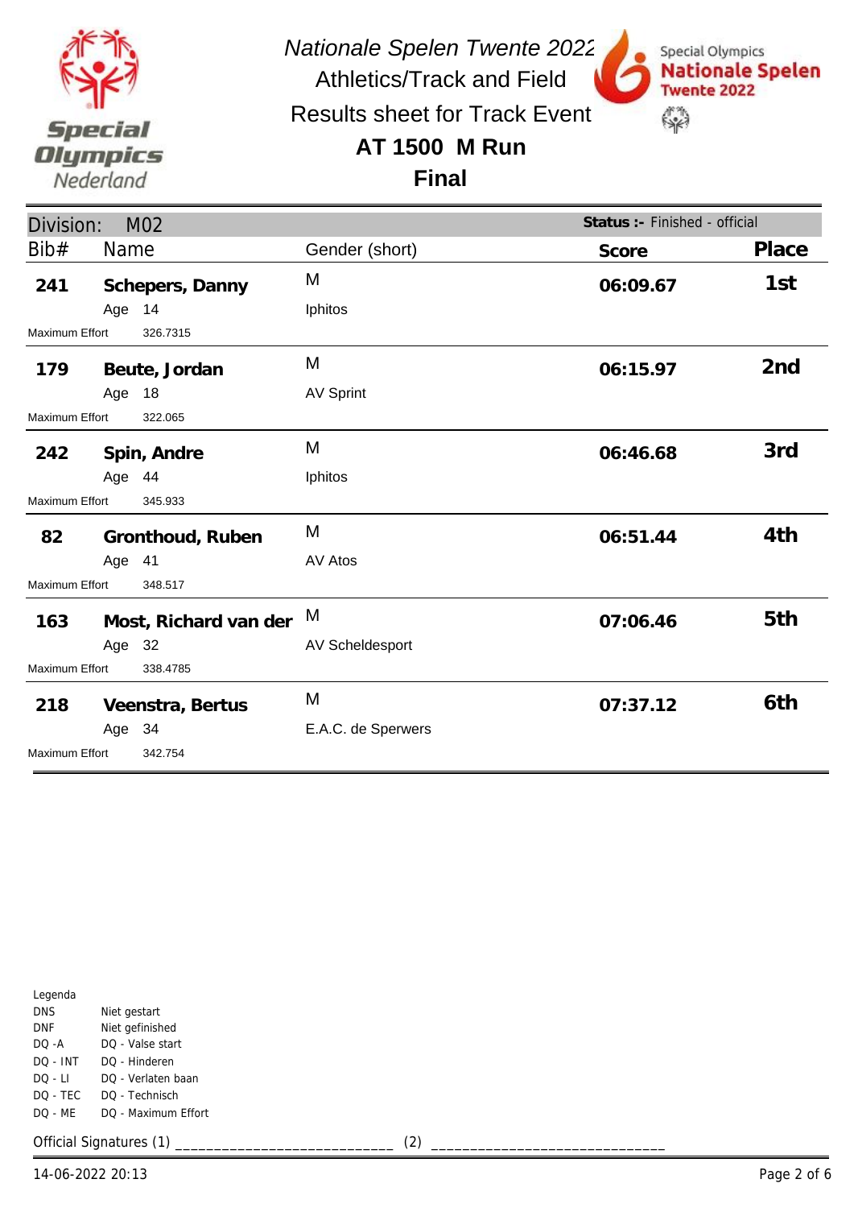*Nationale Spelen Twente 2022*

Athletics/Track and Field

Results sheet for Track Event

# AT 1500 M Run

## Final

**Division:** M02 — **Status :-** Finished - official

| Bib# | Name | Gender (short) | Score | Place |
|---|---|---|---|---|
| **241** | **Schepers, Danny**<br>Age 14<br>Maximum Effort 326.7315 | M<br>Iphitos | **06:09.67** | **1st** |
| **179** | **Beute, Jordan**<br>Age 18<br>Maximum Effort 322.065 | M<br>AV Sprint | **06:15.97** | **2nd** |
| **242** | **Spin, Andre**<br>Age 44<br>Maximum Effort 345.933 | M<br>Iphitos | **06:46.68** | **3rd** |
| **82** | **Gronthoud, Ruben**<br>Age 41<br>Maximum Effort 348.517 | M<br>AV Atos | **06:51.44** | **4th** |
| **163** | **Most, Richard van der**<br>Age 32<br>Maximum Effort 338.4785 | M<br>AV Scheldesport | **07:06.46** | **5th** |
| **218** | **Veenstra, Bertus**<br>Age 34<br>Maximum Effort 342.754 | M<br>E.A.C. de Sperwers | **07:37.12** | **6th** |

Legenda

| | |
|---|---|
| DNS | Niet gestart |
| DNF | Niet gefinished |
| DQ -A | DQ - Valse start |
| DQ - INT | DQ - Hinderen |
| DQ - LI | DQ - Verlaten baan |
| DQ - TEC | DQ - Technisch |
| DQ - ME | DQ - Maximum Effort |

Official Signatures (1) ___________________________ (2) ___________________________

14-06-2022 20:13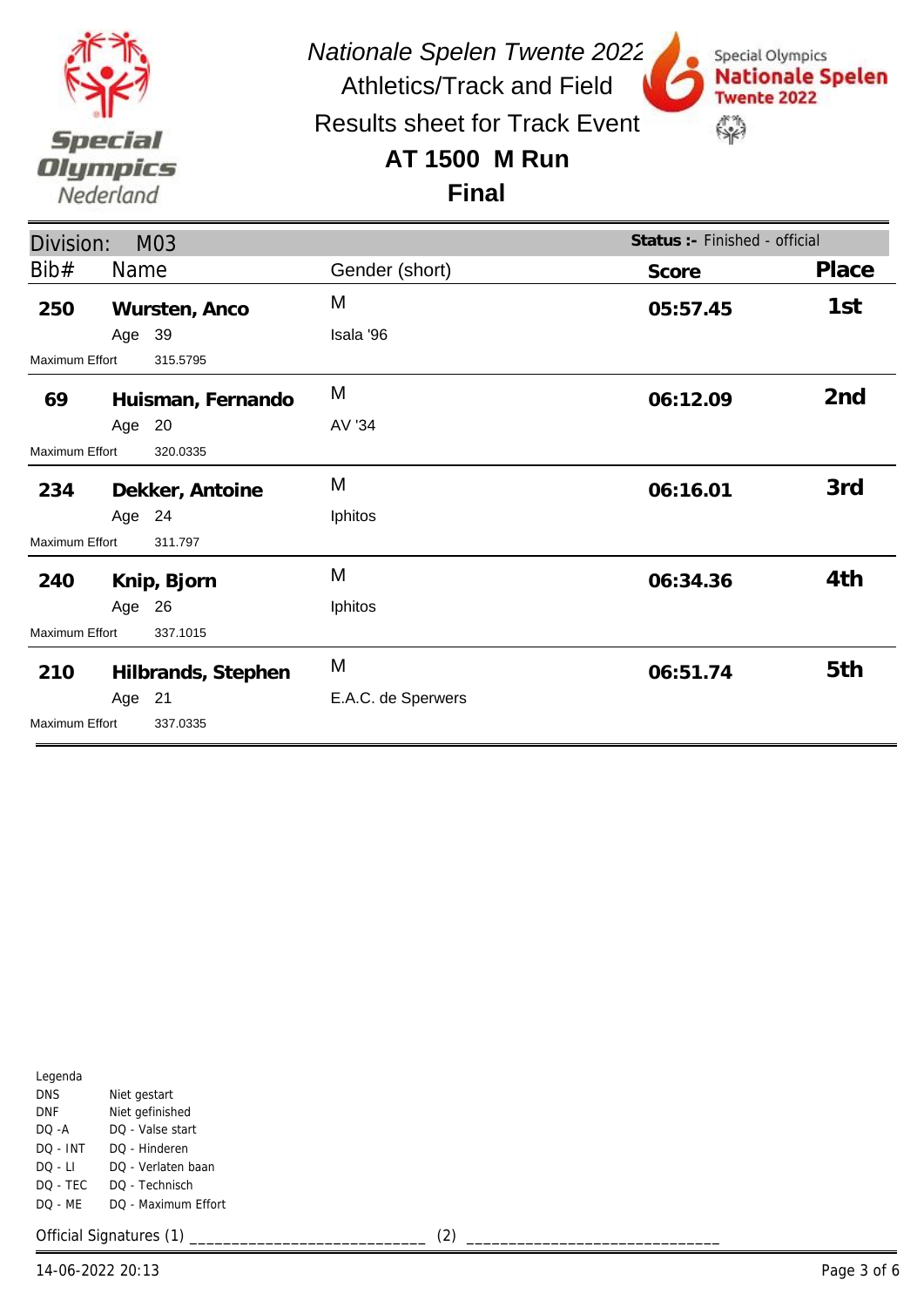*Nationale Spelen Twente 2022*

Athletics/Track and Field

Results sheet for Track Event

# AT 1500 M Run

## Final

**Division:** M03 | **Status :-** Finished - official

| Bib# | Name | Gender (short) | Score | Place |
|---|---|---|---|---|
| **250** | **Wursten, Anco** | M | **05:57.45** | **1st** |
| | Age 39 | Isala '96 | | |
| Maximum Effort 315.5795 | | | | |
| **69** | **Huisman, Fernando** | M | **06:12.09** | **2nd** |
| | Age 20 | AV '34 | | |
| Maximum Effort 320.0335 | | | | |
| **234** | **Dekker, Antoine** | M | **06:16.01** | **3rd** |
| | Age 24 | Iphitos | | |
| Maximum Effort 311.797 | | | | |
| **240** | **Knip, Bjorn** | M | **06:34.36** | **4th** |
| | Age 26 | Iphitos | | |
| Maximum Effort 337.1015 | | | | |
| **210** | **Hilbrands, Stephen** | M | **06:51.74** | **5th** |
| | Age 21 | E.A.C. de Sperwers | | |
| Maximum Effort 337.0335 | | | | |

Legenda

| | |
|---|---|
| DNS | Niet gestart |
| DNF | Niet gefinished |
| DQ -A | DQ - Valse start |
| DQ - INT | DQ - Hinderen |
| DQ - LI | DQ - Verlaten baan |
| DQ - TEC | DQ - Technisch |
| DQ - ME | DQ - Maximum Effort |

Official Signatures (1) ___________________________ (2) ___________________________

14-06-2022 20:13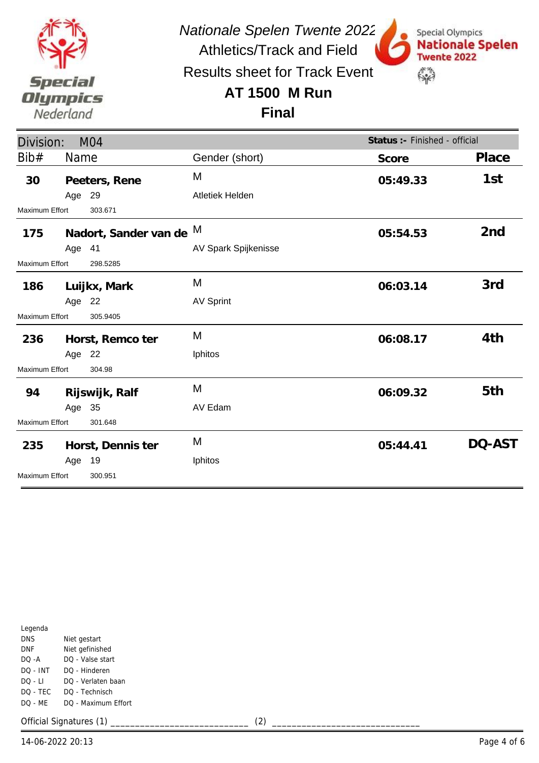*Nationale Spelen Twente 2022*

Athletics/Track and Field

Results sheet for Track Event

## AT 1500 M Run

## Final

**Division:** M04 **Status :-** Finished - official

| Bib# | Name | Age | Gender (short) | Club | Maximum Effort | Score | Place |
|---|---|---|---|---|---|---|---|
| 30 | **Peeters, Rene** | 29 | M | Atletiek Helden | 303.671 | 05:49.33 | 1st |
| 175 | **Nadort, Sander van de** | 41 | M | AV Spark Spijkenisse | 298.5285 | 05:54.53 | 2nd |
| 186 | **Luijkx, Mark** | 22 | M | AV Sprint | 305.9405 | 06:03.14 | 3rd |
| 236 | **Horst, Remco ter** | 22 | M | Iphitos | 304.98 | 06:08.17 | 4th |
| 94 | **Rijswijk, Ralf** | 35 | M | AV Edam | 301.648 | 06:09.32 | 5th |
| 235 | **Horst, Dennis ter** | 19 | M | Iphitos | 300.951 | 05:44.41 | DQ-AST |

Legenda

| | |
|---|---|
| DNS | Niet gestart |
| DNF | Niet gefinished |
| DQ -A | DQ - Valse start |
| DQ - INT | DQ - Hinderen |
| DQ - LI | DQ - Verlaten baan |
| DQ - TEC | DQ - Technisch |
| DQ - ME | DQ - Maximum Effort |

Official Signatures (1) ___________________________ (2) ____________________________

14-06-2022 20:13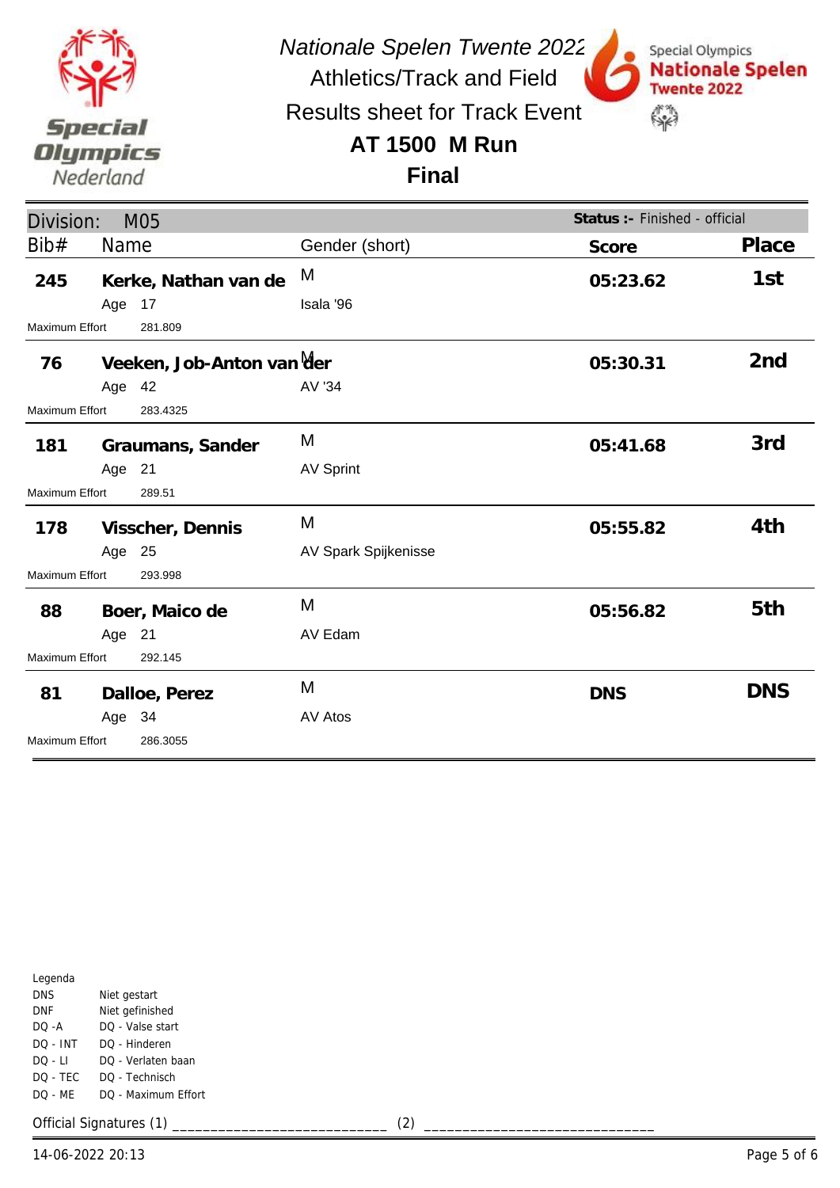*Nationale Spelen Twente 2022*

Athletics/Track and Field

Results sheet for Track Event

# AT 1500 M Run

## Final

**Division:** M05 — **Status :-** Finished - official

| Bib# | Name | Gender (short) | Score | Place |
|---|---|---|---|---|
| **245** | **Kerke, Nathan van de** | M | **05:23.62** | **1st** |
| | Age 17 | Isala '96 | | |
| Maximum Effort | 281.809 | | | |
| **76** | **Veeken, Job-Anton van der** | M | **05:30.31** | **2nd** |
| | Age 42 | AV '34 | | |
| Maximum Effort | 283.4325 | | | |
| **181** | **Graumans, Sander** | M | **05:41.68** | **3rd** |
| | Age 21 | AV Sprint | | |
| Maximum Effort | 289.51 | | | |
| **178** | **Visscher, Dennis** | M | **05:55.82** | **4th** |
| | Age 25 | AV Spark Spijkenisse | | |
| Maximum Effort | 293.998 | | | |
| **88** | **Boer, Maico de** | M | **05:56.82** | **5th** |
| | Age 21 | AV Edam | | |
| Maximum Effort | 292.145 | | | |
| **81** | **Dalloe, Perez** | M | **DNS** | **DNS** |
| | Age 34 | AV Atos | | |
| Maximum Effort | 286.3055 | | | |

Legenda

| | |
|---|---|
| DNS | Niet gestart |
| DNF | Niet gefinished |
| DQ -A | DQ - Valse start |
| DQ - INT | DQ - Hinderen |
| DQ - LI | DQ - Verlaten baan |
| DQ - TEC | DQ - Technisch |
| DQ - ME | DQ - Maximum Effort |

Official Signatures (1) ___________________________ (2) ____________________________

14-06-2022 20:13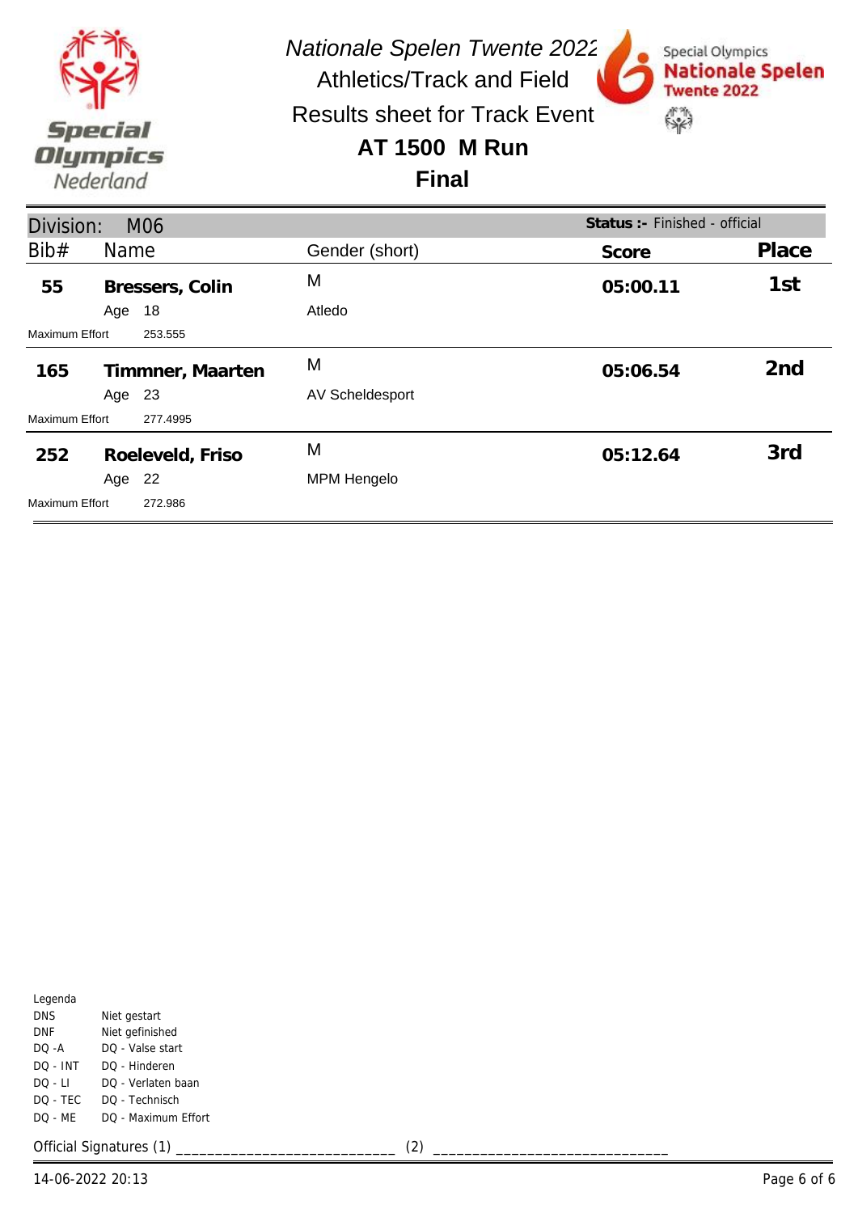*Nationale Spelen Twente 2022*

Athletics/Track and Field

Results sheet for Track Event

## AT 1500 M Run

## Final

Division: M06 | **Status :-** Finished - official

| Bib# | Name | Gender (short) | Score | Place |
|---|---|---|---|---|
| **55** | **Bressers, Colin** | M | **05:00.11** | **1st** |
| | Age 18 | Atledo | | |
| Maximum Effort 253.555 | | | | |
| **165** | **Timmner, Maarten** | M | **05:06.54** | **2nd** |
| | Age 23 | AV Scheldesport | | |
| Maximum Effort 277.4995 | | | | |
| **252** | **Roeleveld, Friso** | M | **05:12.64** | **3rd** |
| | Age 22 | MPM Hengelo | | |
| Maximum Effort 272.986 | | | | |

Legenda

| | |
|---|---|
| DNS | Niet gestart |
| DNF | Niet gefinished |
| DQ -A | DQ - Valse start |
| DQ - INT | DQ - Hinderen |
| DQ - LI | DQ - Verlaten baan |
| DQ - TEC | DQ - Technisch |
| DQ - ME | DQ - Maximum Effort |

Official Signatures (1) ___________________________ (2) ____________________________

14-06-2022 20:13